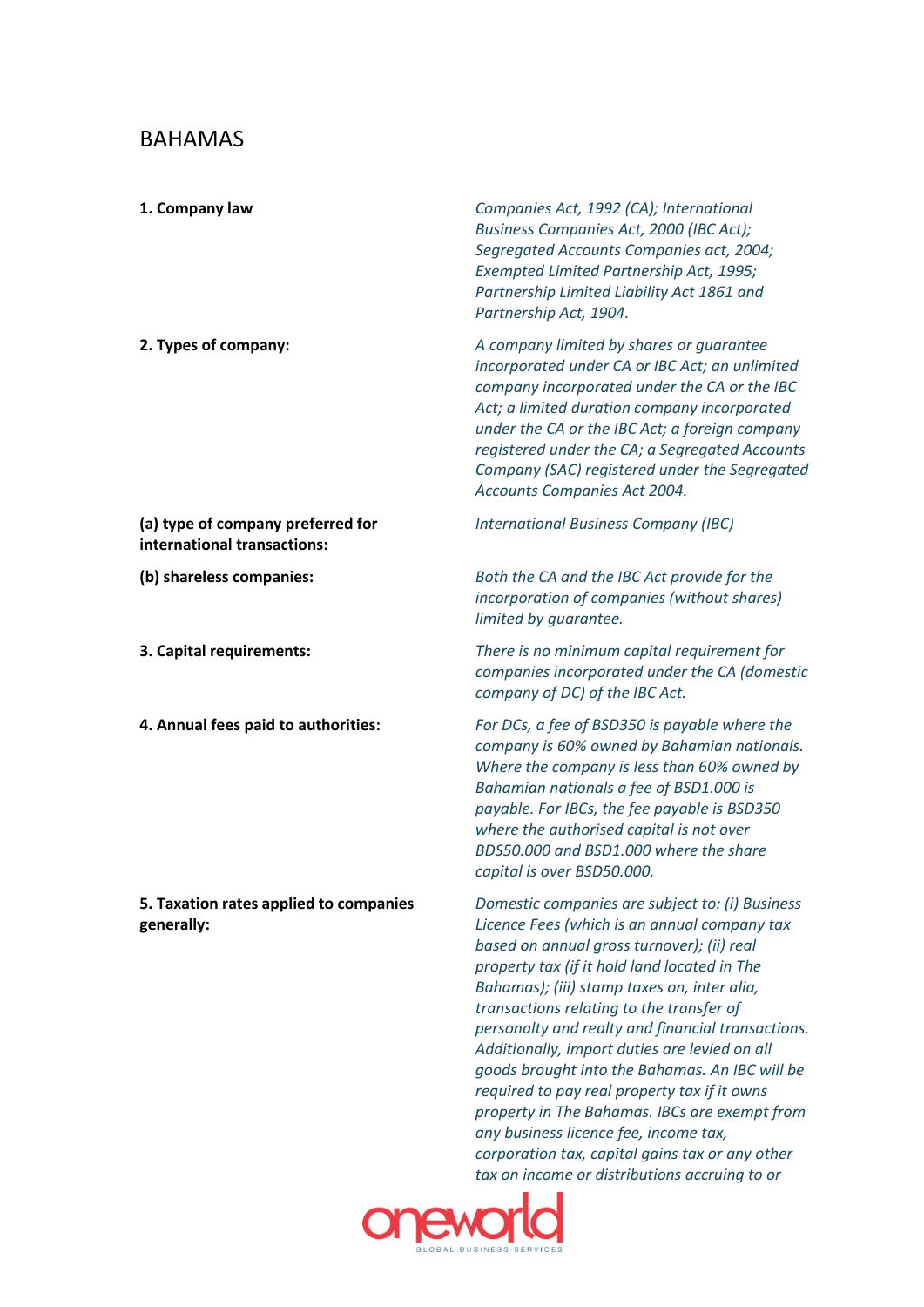# BAHAMAS

| | |
|---|---|
| **1. Company law** | *Companies Act, 1992 (CA); International Business Companies Act, 2000 (IBC Act); Segregated Accounts Companies act, 2004; Exempted Limited Partnership Act, 1995; Partnership Limited Liability Act 1861 and Partnership Act, 1904.* |
| **2. Types of company:** | *A company limited by shares or guarantee incorporated under CA or IBC Act; an unlimited company incorporated under the CA or the IBC Act; a limited duration company incorporated under the CA or the IBC Act; a foreign company registered under the CA; a Segregated Accounts Company (SAC) registered under the Segregated Accounts Companies Act 2004.* |
| **(a) type of company preferred for international transactions:** | *International Business Company (IBC)* |
| **(b) shareless companies:** | *Both the CA and the IBC Act provide for the incorporation of companies (without shares) limited by guarantee.* |
| **3. Capital requirements:** | *There is no minimum capital requirement for companies incorporated under the CA (domestic company of DC) of the IBC Act.* |
| **4. Annual fees paid to authorities:** | *For DCs, a fee of BSD350 is payable where the company is 60% owned by Bahamian nationals. Where the company is less than 60% owned by Bahamian nationals a fee of BSD1.000 is payable. For IBCs, the fee payable is BSD350 where the authorised capital is not over BDS50.000 and BSD1.000 where the share capital is over BSD50.000.* |
| **5. Taxation rates applied to companies generally:** | *Domestic companies are subject to: (i) Business Licence Fees (which is an annual company tax based on annual gross turnover); (ii) real property tax (if it hold land located in The Bahamas); (iii) stamp taxes on, inter alia, transactions relating to the transfer of personalty and realty and financial transactions. Additionally, import duties are levied on all goods brought into the Bahamas. An IBC will be required to pay real property tax if it owns property in The Bahamas. IBCs are exempt from any business licence fee, income tax, corporation tax, capital gains tax or any other tax on income or distributions accruing to or* |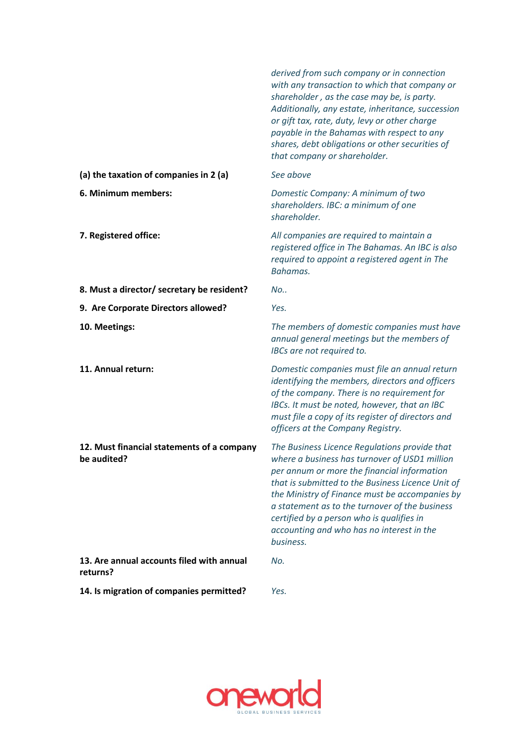| | |
|---|---|
| | *derived from such company or in connection with any transaction to which that company or shareholder , as the case may be, is party. Additionally, any estate, inheritance, succession or gift tax, rate, duty, levy or other charge payable in the Bahamas with respect to any shares, debt obligations or other securities of that company or shareholder.* |
| **(a) the taxation of companies in 2 (a)** | *See above* |
| **6. Minimum members:** | *Domestic Company: A minimum of two shareholders. IBC: a minimum of one shareholder.* |
| **7. Registered office:** | *All companies are required to maintain a registered office in The Bahamas. An IBC is also required to appoint a registered agent in The Bahamas.* |
| **8. Must a director/ secretary be resident?** | *No..* |
| **9. Are Corporate Directors allowed?** | *Yes.* |
| **10. Meetings:** | *The members of domestic companies must have annual general meetings but the members of IBCs are not required to.* |
| **11. Annual return:** | *Domestic companies must file an annual return identifying the members, directors and officers of the company. There is no requirement for IBCs. It must be noted, however, that an IBC must file a copy of its register of directors and officers at the Company Registry.* |
| **12. Must financial statements of a company be audited?** | *The Business Licence Regulations provide that where a business has turnover of USD1 million per annum or more the financial information that is submitted to the Business Licence Unit of the Ministry of Finance must be accompanies by a statement as to the turnover of the business certified by a person who is qualifies in accounting and who has no interest in the business.* |
| **13. Are annual accounts filed with annual returns?** | *No.* |
| **14. Is migration of companies permitted?** | *Yes.* |